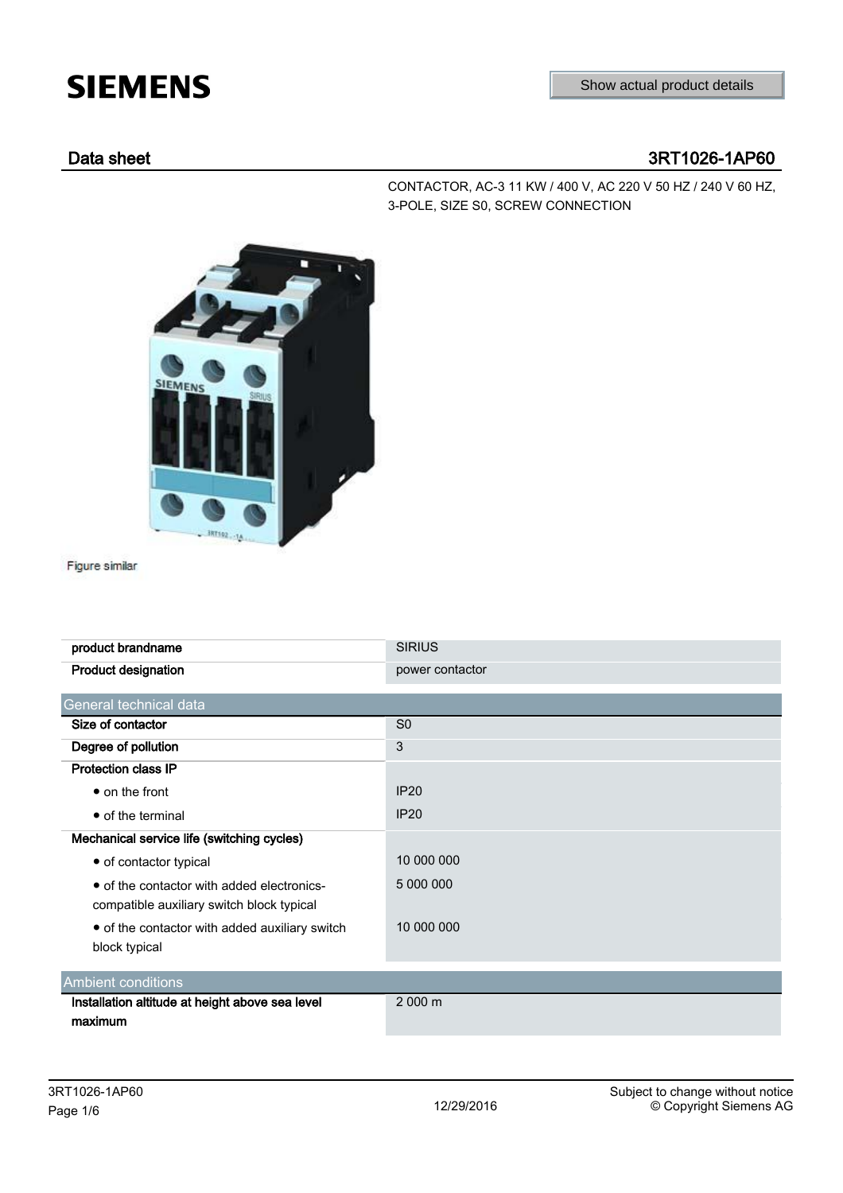SIEMENS

Show actual product details

## Data sheet 3RT1026-1AP60

CONTACTOR, AC-3 11 KW / 400 V, AC 220 V 50 HZ / 240 V 60 HZ, 3-POLE, SIZE S0, SCREW CONNECTION

Figure similar

| | |
|---|---|
| **product brandname** | SIRIUS |
| **Product designation** | power contactor |

| General technical data | |
|---|---|
| **Size of contactor** | S0 |
| **Degree of pollution** | 3 |
| **Protection class IP** | |
| • on the front | IP20 |
| • of the terminal | IP20 |
| **Mechanical service life (switching cycles)** | |
| • of contactor typical | 10 000 000 |
| • of the contactor with added electronics-compatible auxiliary switch block typical | 5 000 000 |
| • of the contactor with added auxiliary switch block typical | 10 000 000 |

| Ambient conditions | |
|---|---|
| **Installation altitude at height above sea level maximum** | 2 000 m |

3RT1026-1AP60

12/29/2016

Subject to change without notice
© Copyright Siemens AG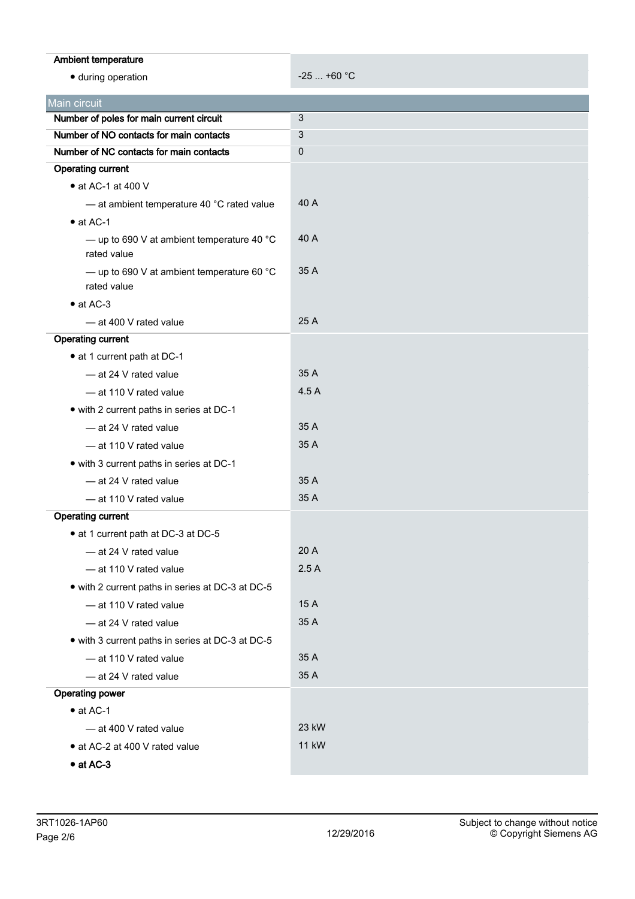| | |
|---|---|
| **Ambient temperature** | |
| • during operation | -25 ... +60 °C |

## Main circuit

| | |
|---|---|
| **Number of poles for main current circuit** | 3 |
| **Number of NO contacts for main contacts** | 3 |
| **Number of NC contacts for main contacts** | 0 |
| **Operating current** | |
| • at AC-1 at 400 V | |
| — at ambient temperature 40 °C rated value | 40 A |
| • at AC-1 | |
| — up to 690 V at ambient temperature 40 °C rated value | 40 A |
| — up to 690 V at ambient temperature 60 °C rated value | 35 A |
| • at AC-3 | |
| — at 400 V rated value | 25 A |
| **Operating current** | |
| • at 1 current path at DC-1 | |
| — at 24 V rated value | 35 A |
| — at 110 V rated value | 4.5 A |
| • with 2 current paths in series at DC-1 | |
| — at 24 V rated value | 35 A |
| — at 110 V rated value | 35 A |
| • with 3 current paths in series at DC-1 | |
| — at 24 V rated value | 35 A |
| — at 110 V rated value | 35 A |
| **Operating current** | |
| • at 1 current path at DC-3 at DC-5 | |
| — at 24 V rated value | 20 A |
| — at 110 V rated value | 2.5 A |
| • with 2 current paths in series at DC-3 at DC-5 | |
| — at 110 V rated value | 15 A |
| — at 24 V rated value | 35 A |
| • with 3 current paths in series at DC-3 at DC-5 | |
| — at 110 V rated value | 35 A |
| — at 24 V rated value | 35 A |
| **Operating power** | |
| • at AC-1 | |
| — at 400 V rated value | 23 kW |
| • at AC-2 at 400 V rated value | 11 kW |
| • **at AC-3** | |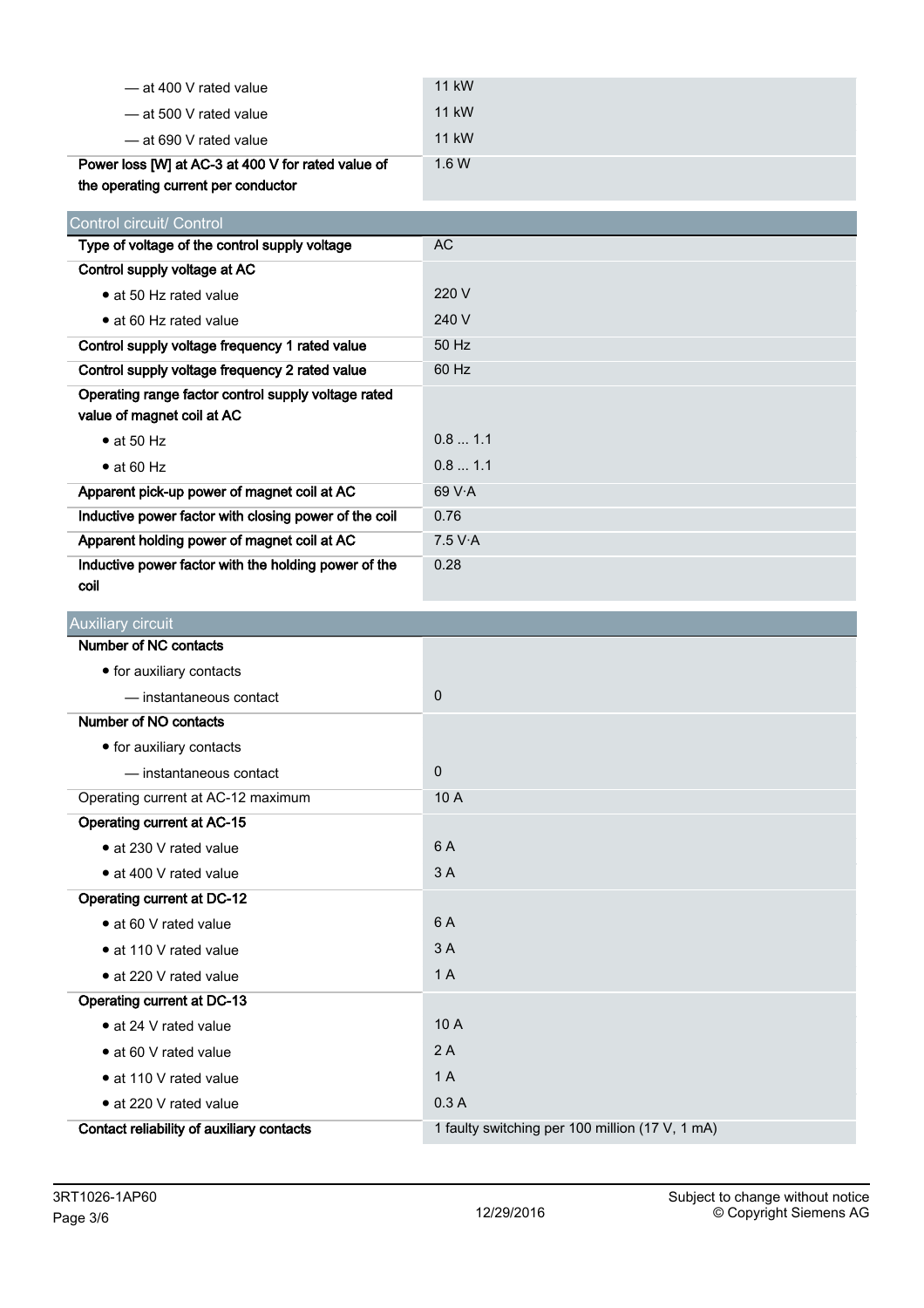| | |
|---|---|
| — at 400 V rated value | 11 kW |
| — at 500 V rated value | 11 kW |
| — at 690 V rated value | 11 kW |
| **Power loss [W] at AC-3 at 400 V for rated value of the operating current per conductor** | 1.6 W |

## Control circuit/ Control

| | |
|---|---|
| **Type of voltage of the control supply voltage** | AC |
| **Control supply voltage at AC** | |
| • at 50 Hz rated value | 220 V |
| • at 60 Hz rated value | 240 V |
| **Control supply voltage frequency 1 rated value** | 50 Hz |
| **Control supply voltage frequency 2 rated value** | 60 Hz |
| **Operating range factor control supply voltage rated value of magnet coil at AC** | |
| • at 50 Hz | 0.8 ... 1.1 |
| • at 60 Hz | 0.8 ... 1.1 |
| **Apparent pick-up power of magnet coil at AC** | 69 V·A |
| **Inductive power factor with closing power of the coil** | 0.76 |
| **Apparent holding power of magnet coil at AC** | 7.5 V·A |
| **Inductive power factor with the holding power of the coil** | 0.28 |

## Auxiliary circuit

| | |
|---|---|
| **Number of NC contacts** | |
| • for auxiliary contacts | |
| — instantaneous contact | 0 |
| **Number of NO contacts** | |
| • for auxiliary contacts | |
| — instantaneous contact | 0 |
| Operating current at AC-12 maximum | 10 A |
| **Operating current at AC-15** | |
| • at 230 V rated value | 6 A |
| • at 400 V rated value | 3 A |
| **Operating current at DC-12** | |
| • at 60 V rated value | 6 A |
| • at 110 V rated value | 3 A |
| • at 220 V rated value | 1 A |
| **Operating current at DC-13** | |
| • at 24 V rated value | 10 A |
| • at 60 V rated value | 2 A |
| • at 110 V rated value | 1 A |
| • at 220 V rated value | 0.3 A |
| **Contact reliability of auxiliary contacts** | 1 faulty switching per 100 million (17 V, 1 mA) |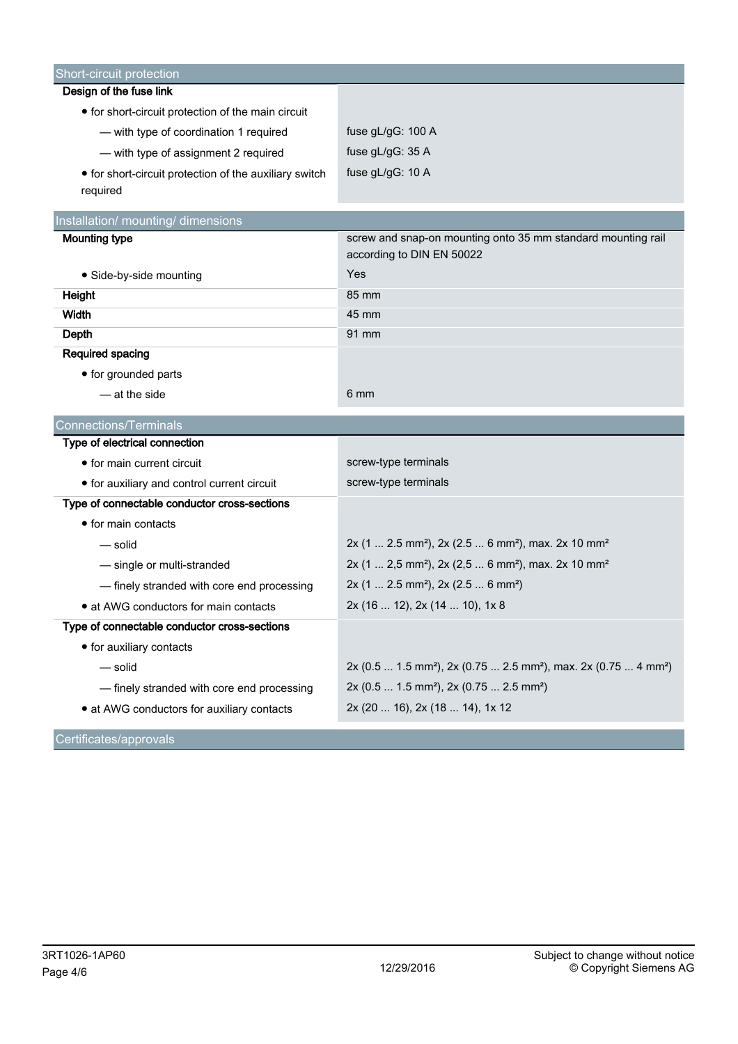## Short-circuit protection

| | |
|---|---|
| **Design of the fuse link** | |
| • for short-circuit protection of the main circuit | |
| — with type of coordination 1 required | fuse gL/gG: 100 A |
| — with type of assignment 2 required | fuse gL/gG: 35 A |
| • for short-circuit protection of the auxiliary switch required | fuse gL/gG: 10 A |

## Installation/ mounting/ dimensions

| | |
|---|---|
| **Mounting type** | screw and snap-on mounting onto 35 mm standard mounting rail according to DIN EN 50022 |
| • Side-by-side mounting | Yes |
| **Height** | 85 mm |
| **Width** | 45 mm |
| **Depth** | 91 mm |
| **Required spacing** | |
| • for grounded parts | |
| — at the side | 6 mm |

## Connections/Terminals

| | |
|---|---|
| **Type of electrical connection** | |
| • for main current circuit | screw-type terminals |
| • for auxiliary and control current circuit | screw-type terminals |
| **Type of connectable conductor cross-sections** | |
| • for main contacts | |
| — solid | 2x (1 ... 2.5 mm²), 2x (2.5 ... 6 mm²), max. 2x 10 mm² |
| — single or multi-stranded | 2x (1 ... 2,5 mm²), 2x (2,5 ... 6 mm²), max. 2x 10 mm² |
| — finely stranded with core end processing | 2x (1 ... 2.5 mm²), 2x (2.5 ... 6 mm²) |
| • at AWG conductors for main contacts | 2x (16 ... 12), 2x (14 ... 10), 1x 8 |
| **Type of connectable conductor cross-sections** | |
| • for auxiliary contacts | |
| — solid | 2x (0.5 ... 1.5 mm²), 2x (0.75 ... 2.5 mm²), max. 2x (0.75 ... 4 mm²) |
| — finely stranded with core end processing | 2x (0.5 ... 1.5 mm²), 2x (0.75 ... 2.5 mm²) |
| • at AWG conductors for auxiliary contacts | 2x (20 ... 16), 2x (18 ... 14), 1x 12 |

## Certificates/approvals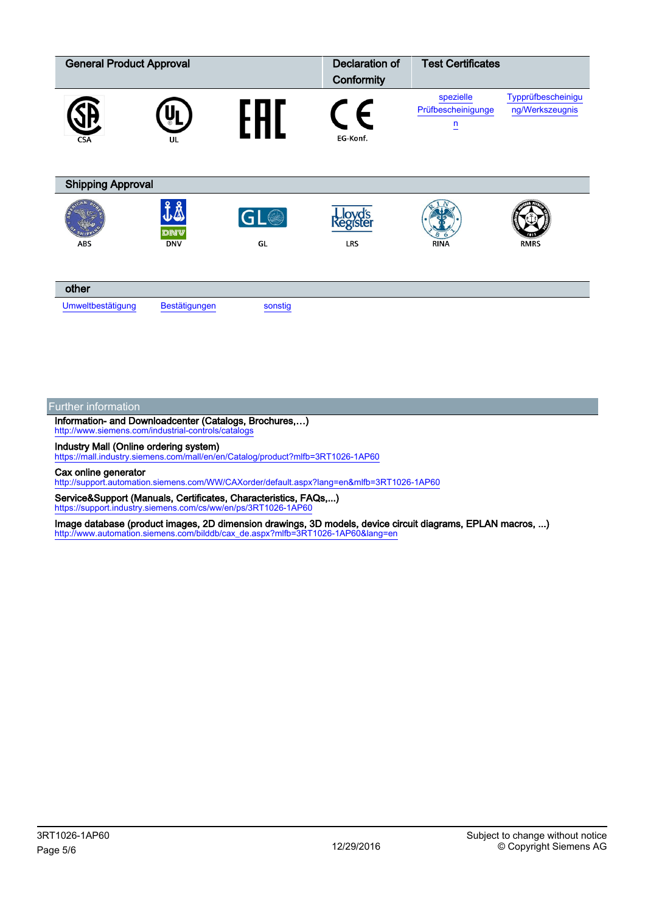| General Product Approval | | | Declaration of Conformity | Test Certificates | |
|---|---|---|---|---|---|
| CSA | UL | EAC | EG-Konf. | spezielle Prüfbescheinigungen | Typprüfbescheinigung/Werkszeugnis |

| Shipping Approval | | | | | |
|---|---|---|---|---|---|
| ABS | DNV | GL | LRS | RINA | RMRS |

| other | | |
|---|---|---|
| Umweltbestätigung | Bestätigungen | sonstig |

## Further information

**Information- and Downloadcenter (Catalogs, Brochures,…)**
http://www.siemens.com/industrial-controls/catalogs

**Industry Mall (Online ordering system)**
https://mall.industry.siemens.com/mall/en/en/Catalog/product?mlfb=3RT1026-1AP60

**Cax online generator**
http://support.automation.siemens.com/WW/CAXorder/default.aspx?lang=en&mlfb=3RT1026-1AP60

**Service&Support (Manuals, Certificates, Characteristics, FAQs,...)**
https://support.industry.siemens.com/cs/ww/en/ps/3RT1026-1AP60

**Image database (product images, 2D dimension drawings, 3D models, device circuit diagrams, EPLAN macros, ...)**
http://www.automation.siemens.com/bilddb/cax_de.aspx?mlfb=3RT1026-1AP60&lang=en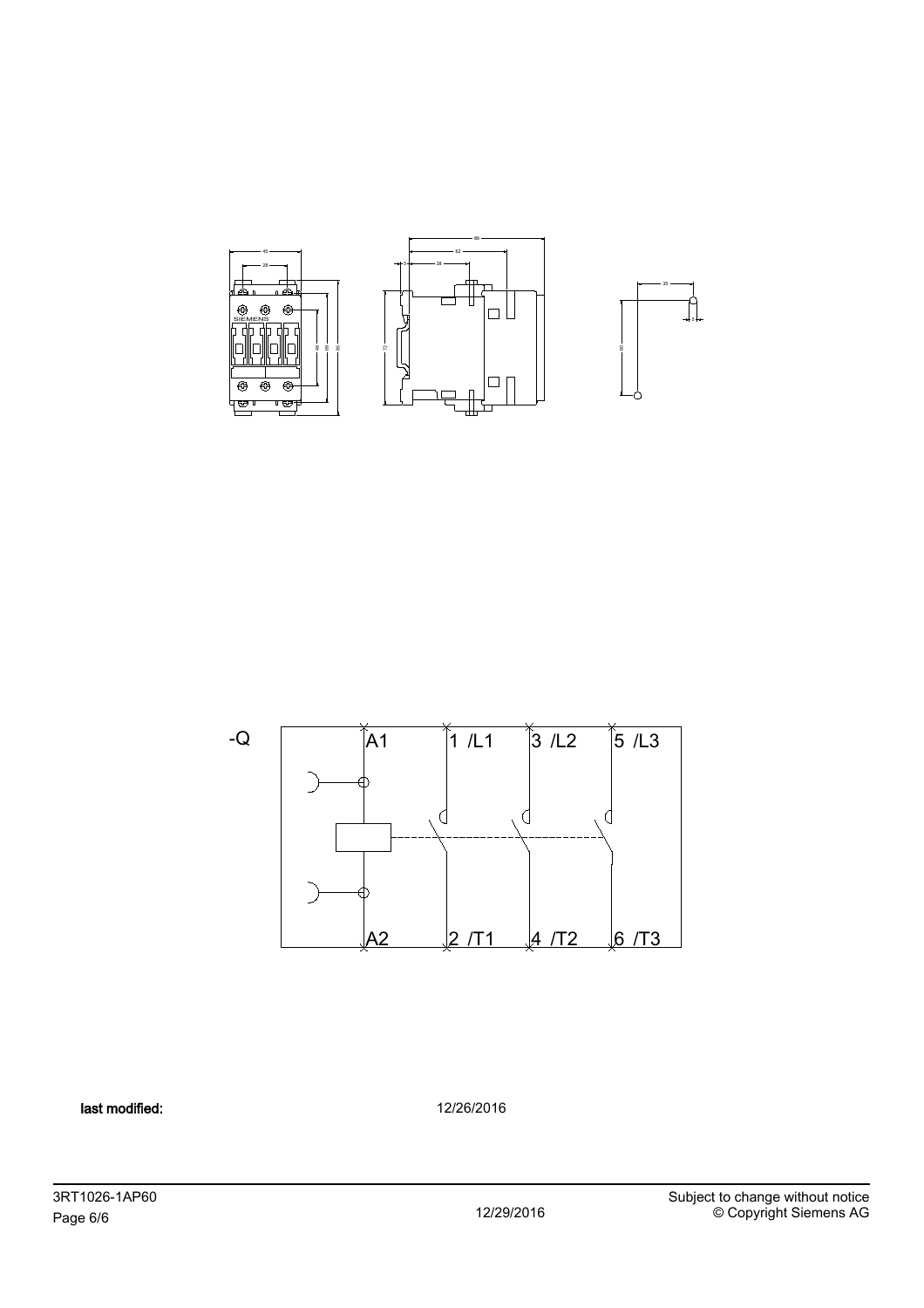45
28
SIEMENS
48
69
85

86
62
5
38
72

35
60
5

-Q

A1 1 /L1 3 /L2 5 /L3

A2 2 /T1 4 /T2 6 /T3

**last modified:** 12/26/2016